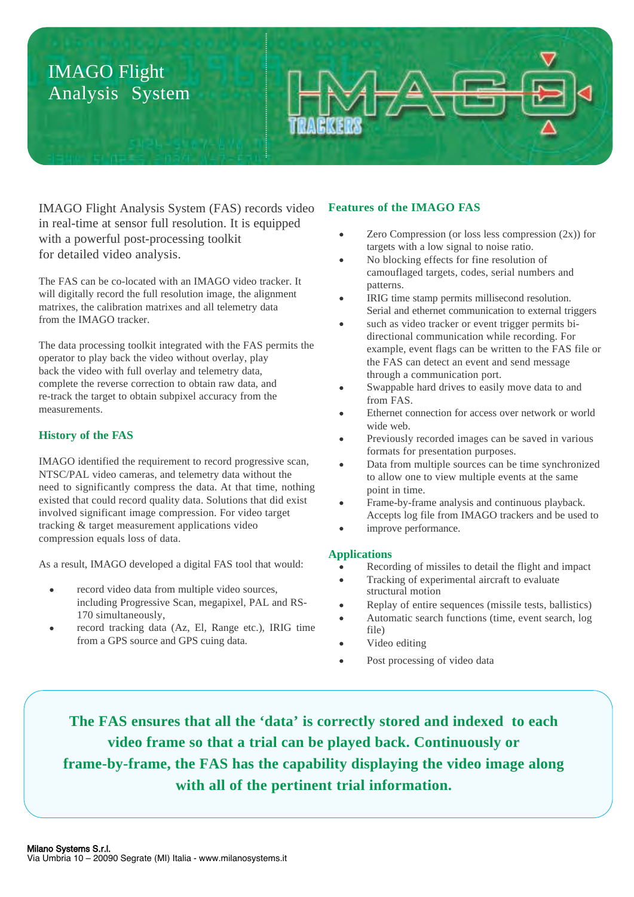# IMAGO Flight Analysis System

IMAGO TRACKERS

IMAGO Flight Analysis System (FAS) records video in real-time at sensor full resolution. It is equipped with a powerful post-processing toolkit for detailed video analysis.

The FAS can be co-located with an IMAGO video tracker. It will digitally record the full resolution image, the alignment matrixes, the calibration matrixes and all telemetry data from the IMAGO tracker.

The data processing toolkit integrated with the FAS permits the operator to play back the video without overlay, play back the video with full overlay and telemetry data, complete the reverse correction to obtain raw data, and re-track the target to obtain subpixel accuracy from the measurements.

## History of the FAS

IMAGO identified the requirement to record progressive scan, NTSC/PAL video cameras, and telemetry data without the need to significantly compress the data. At that time, nothing existed that could record quality data. Solutions that did exist involved significant image compression. For video target tracking & target measurement applications video compression equals loss of data.

As a result, IMAGO developed a digital FAS tool that would:

- record video data from multiple video sources, including Progressive Scan, megapixel, PAL and RS-170 simultaneously,
- record tracking data (Az, El, Range etc.), IRIG time from a GPS source and GPS cuing data.

## Features of the IMAGO FAS

- Zero Compression (or loss less compression (2x)) for targets with a low signal to noise ratio.
- No blocking effects for fine resolution of camouflaged targets, codes, serial numbers and patterns.
- IRIG time stamp permits millisecond resolution. Serial and ethernet communication to external triggers
- such as video tracker or event trigger permits bi-directional communication while recording. For example, event flags can be written to the FAS file or the FAS can detect an event and send message through a communication port.
- Swappable hard drives to easily move data to and from FAS.
- Ethernet connection for access over network or world wide web.
- Previously recorded images can be saved in various formats for presentation purposes.
- Data from multiple sources can be time synchronized to allow one to view multiple events at the same point in time.
- Frame-by-frame analysis and continuous playback. Accepts log file from IMAGO trackers and be used to
- improve performance.

## Applications

- Recording of missiles to detail the flight and impact
- Tracking of experimental aircraft to evaluate structural motion
- Replay of entire sequences (missile tests, ballistics)
- Automatic search functions (time, event search, log file)
- Video editing
- Post processing of video data

**The FAS ensures that all the 'data' is correctly stored and indexed to each video frame so that a trial can be played back. Continuously or frame-by-frame, the FAS has the capability displaying the video image along with all of the pertinent trial information.**

**Milano Systems S.r.l.**
Via Umbria 10 – 20090 Segrate (MI) Italia - www.milanosystems.it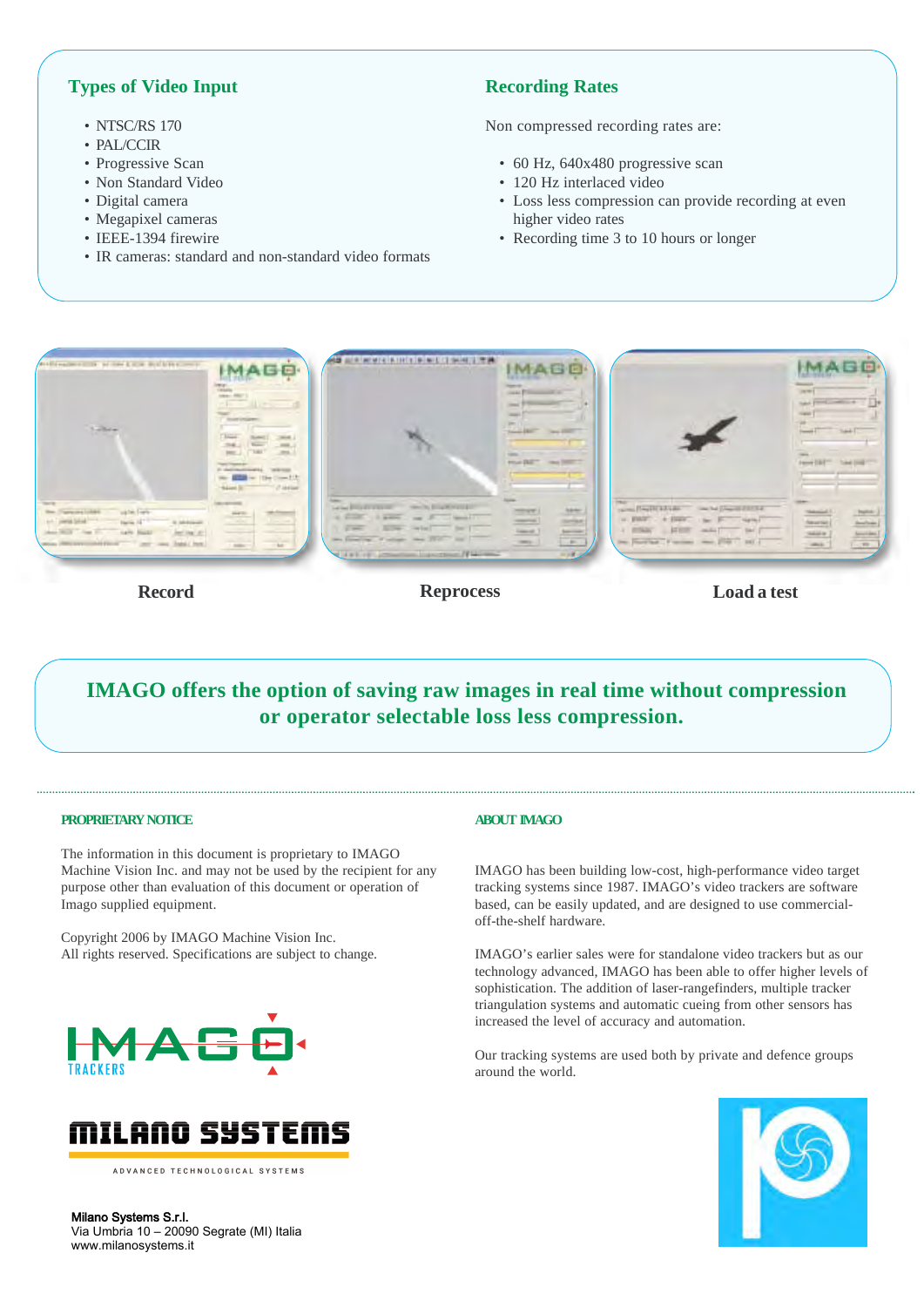## Types of Video Input

- NTSC/RS 170
- PAL/CCIR
- Progressive Scan
- Non Standard Video
- Digital camera
- Megapixel cameras
- IEEE-1394 firewire
- IR cameras: standard and non-standard video formats

## Recording Rates

Non compressed recording rates are:

- 60 Hz, 640x480 progressive scan
- 120 Hz interlaced video
- Loss less compression can provide recording at even higher video rates
- Recording time 3 to 10 hours or longer

**Record**

**Reprocess**

**Load a test**

## IMAGO offers the option of saving raw images in real time without compression or operator selectable loss less compression.

### PROPRIETARY NOTICE

The information in this document is proprietary to IMAGO Machine Vision Inc. and may not be used by the recipient for any purpose other than evaluation of this document or operation of Imago supplied equipment.

Copyright 2006 by IMAGO Machine Vision Inc.
All rights reserved. Specifications are subject to change.

IMAGO TRACKERS

MILANO SYSTEMS

ADVANCED TECHNOLOGICAL SYSTEMS

Milano Systems S.r.l.
Via Umbria 10 – 20090 Segrate (MI) Italia
www.milanosystems.it

### ABOUT IMAGO

IMAGO has been building low-cost, high-performance video target tracking systems since 1987. IMAGO's video trackers are software based, can be easily updated, and are designed to use commercial-off-the-shelf hardware.

IMAGO's earlier sales were for standalone video trackers but as our technology advanced, IMAGO has been able to offer higher levels of sophistication. The addition of laser-rangefinders, multiple tracker triangulation systems and automatic cueing from other sensors has increased the level of accuracy and automation.

Our tracking systems are used both by private and defence groups around the world.